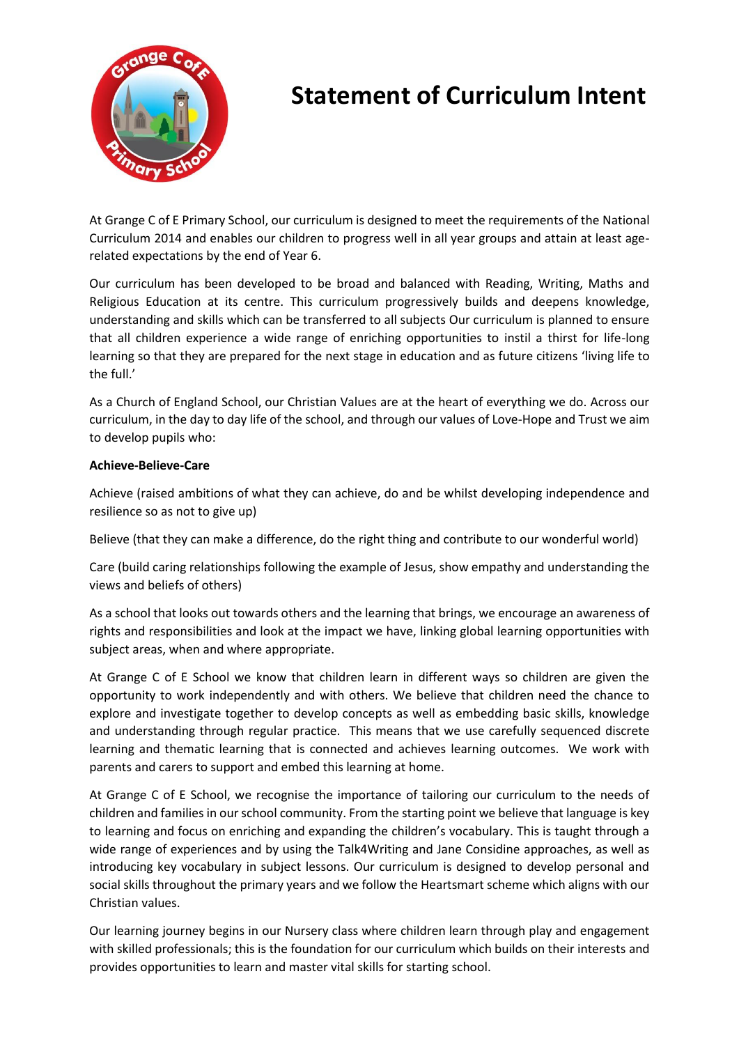# Statement of Curriculum Intent

At Grange C of E Primary School, our curriculum is designed to meet the requirements of the National Curriculum 2014 and enables our children to progress well in all year groups and attain at least age-related expectations by the end of Year 6.

Our curriculum has been developed to be broad and balanced with Reading, Writing, Maths and Religious Education at its centre. This curriculum progressively builds and deepens knowledge, understanding and skills which can be transferred to all subjects Our curriculum is planned to ensure that all children experience a wide range of enriching opportunities to instil a thirst for life-long learning so that they are prepared for the next stage in education and as future citizens 'living life to the full.'

As a Church of England School, our Christian Values are at the heart of everything we do. Across our curriculum, in the day to day life of the school, and through our values of Love-Hope and Trust we aim to develop pupils who:

**Achieve-Believe-Care**

Achieve (raised ambitions of what they can achieve, do and be whilst developing independence and resilience so as not to give up)

Believe (that they can make a difference, do the right thing and contribute to our wonderful world)

Care (build caring relationships following the example of Jesus, show empathy and understanding the views and beliefs of others)

As a school that looks out towards others and the learning that brings, we encourage an awareness of rights and responsibilities and look at the impact we have, linking global learning opportunities with subject areas, when and where appropriate.

At Grange C of E School we know that children learn in different ways so children are given the opportunity to work independently and with others. We believe that children need the chance to explore and investigate together to develop concepts as well as embedding basic skills, knowledge and understanding through regular practice. This means that we use carefully sequenced discrete learning and thematic learning that is connected and achieves learning outcomes. We work with parents and carers to support and embed this learning at home.

At Grange C of E School, we recognise the importance of tailoring our curriculum to the needs of children and families in our school community. From the starting point we believe that language is key to learning and focus on enriching and expanding the children's vocabulary. This is taught through a wide range of experiences and by using the Talk4Writing and Jane Considine approaches, as well as introducing key vocabulary in subject lessons. Our curriculum is designed to develop personal and social skills throughout the primary years and we follow the Heartsmart scheme which aligns with our Christian values.

Our learning journey begins in our Nursery class where children learn through play and engagement with skilled professionals; this is the foundation for our curriculum which builds on their interests and provides opportunities to learn and master vital skills for starting school.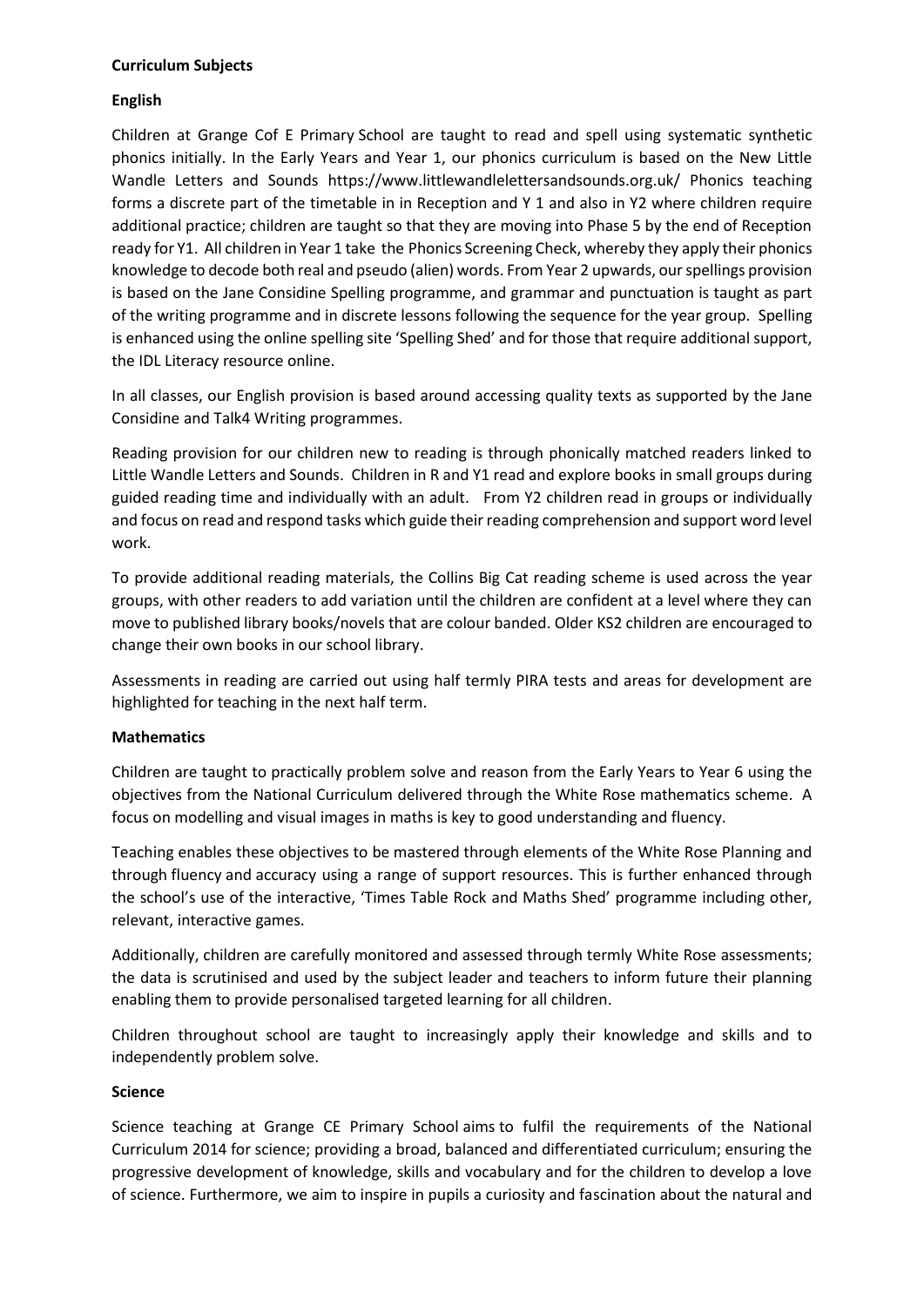**Curriculum Subjects**

**English**

Children at Grange Cof E Primary School are taught to read and spell using systematic synthetic phonics initially. In the Early Years and Year 1, our phonics curriculum is based on the New Little Wandle Letters and Sounds https://www.littlewandlelettersandsounds.org.uk/ Phonics teaching forms a discrete part of the timetable in in Reception and Y 1 and also in Y2 where children require additional practice; children are taught so that they are moving into Phase 5 by the end of Reception ready for Y1. All children in Year 1 take the Phonics Screening Check, whereby they apply their phonics knowledge to decode both real and pseudo (alien) words. From Year 2 upwards, our spellings provision is based on the Jane Considine Spelling programme, and grammar and punctuation is taught as part of the writing programme and in discrete lessons following the sequence for the year group. Spelling is enhanced using the online spelling site 'Spelling Shed' and for those that require additional support, the IDL Literacy resource online.

In all classes, our English provision is based around accessing quality texts as supported by the Jane Considine and Talk4 Writing programmes.

Reading provision for our children new to reading is through phonically matched readers linked to Little Wandle Letters and Sounds. Children in R and Y1 read and explore books in small groups during guided reading time and individually with an adult. From Y2 children read in groups or individually and focus on read and respond tasks which guide their reading comprehension and support word level work.

To provide additional reading materials, the Collins Big Cat reading scheme is used across the year groups, with other readers to add variation until the children are confident at a level where they can move to published library books/novels that are colour banded. Older KS2 children are encouraged to change their own books in our school library.

Assessments in reading are carried out using half termly PIRA tests and areas for development are highlighted for teaching in the next half term.

**Mathematics**

Children are taught to practically problem solve and reason from the Early Years to Year 6 using the objectives from the National Curriculum delivered through the White Rose mathematics scheme. A focus on modelling and visual images in maths is key to good understanding and fluency.

Teaching enables these objectives to be mastered through elements of the White Rose Planning and through fluency and accuracy using a range of support resources. This is further enhanced through the school's use of the interactive, 'Times Table Rock and Maths Shed' programme including other, relevant, interactive games.

Additionally, children are carefully monitored and assessed through termly White Rose assessments; the data is scrutinised and used by the subject leader and teachers to inform future their planning enabling them to provide personalised targeted learning for all children.

Children throughout school are taught to increasingly apply their knowledge and skills and to independently problem solve.

**Science**

Science teaching at Grange CE Primary School aims to fulfil the requirements of the National Curriculum 2014 for science; providing a broad, balanced and differentiated curriculum; ensuring the progressive development of knowledge, skills and vocabulary and for the children to develop a love of science. Furthermore, we aim to inspire in pupils a curiosity and fascination about the natural and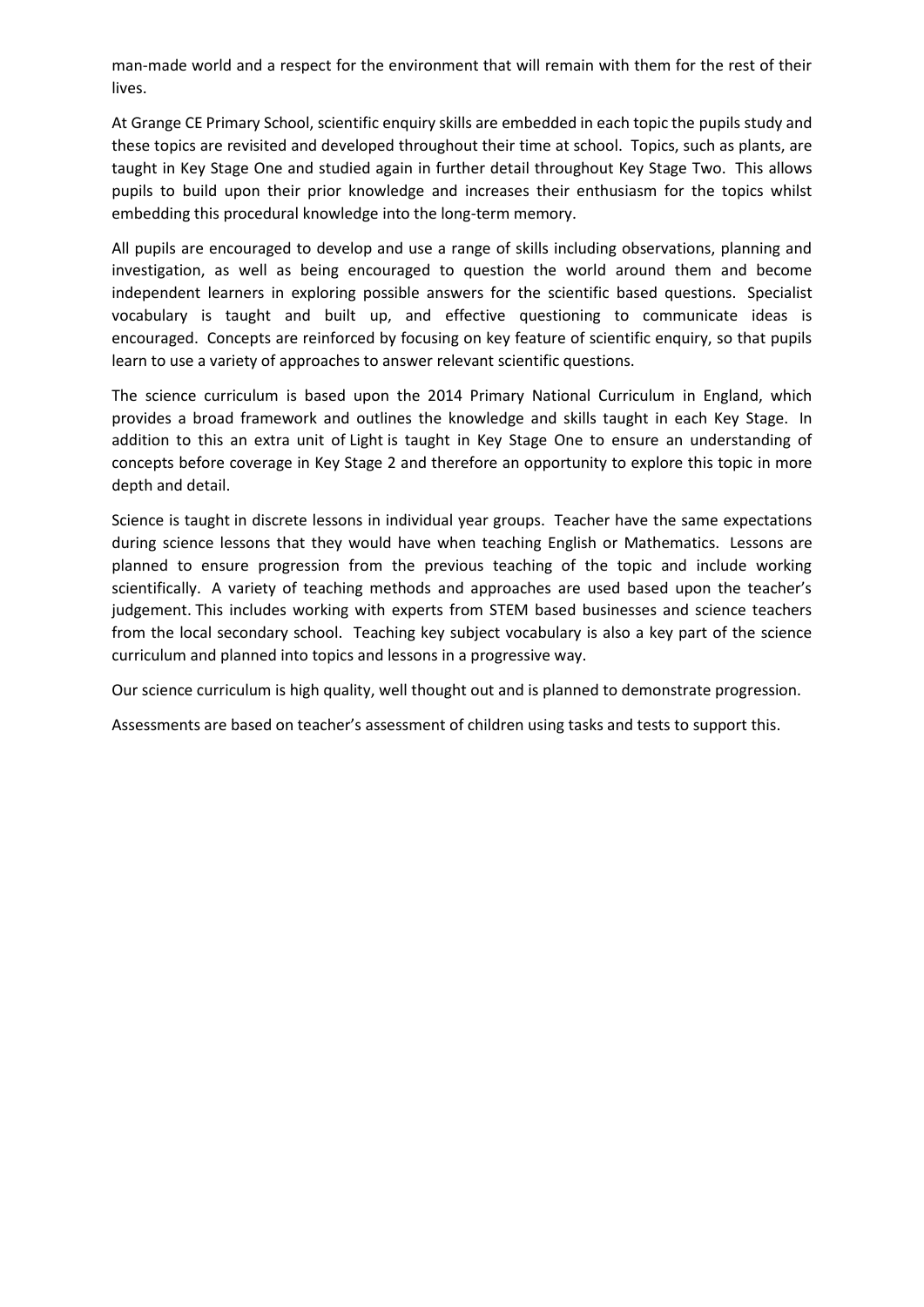man-made world and a respect for the environment that will remain with them for the rest of their lives.

At Grange CE Primary School, scientific enquiry skills are embedded in each topic the pupils study and these topics are revisited and developed throughout their time at school. Topics, such as plants, are taught in Key Stage One and studied again in further detail throughout Key Stage Two. This allows pupils to build upon their prior knowledge and increases their enthusiasm for the topics whilst embedding this procedural knowledge into the long-term memory.

All pupils are encouraged to develop and use a range of skills including observations, planning and investigation, as well as being encouraged to question the world around them and become independent learners in exploring possible answers for the scientific based questions. Specialist vocabulary is taught and built up, and effective questioning to communicate ideas is encouraged. Concepts are reinforced by focusing on key feature of scientific enquiry, so that pupils learn to use a variety of approaches to answer relevant scientific questions.

The science curriculum is based upon the 2014 Primary National Curriculum in England, which provides a broad framework and outlines the knowledge and skills taught in each Key Stage. In addition to this an extra unit of Light is taught in Key Stage One to ensure an understanding of concepts before coverage in Key Stage 2 and therefore an opportunity to explore this topic in more depth and detail.

Science is taught in discrete lessons in individual year groups. Teacher have the same expectations during science lessons that they would have when teaching English or Mathematics. Lessons are planned to ensure progression from the previous teaching of the topic and include working scientifically. A variety of teaching methods and approaches are used based upon the teacher's judgement. This includes working with experts from STEM based businesses and science teachers from the local secondary school. Teaching key subject vocabulary is also a key part of the science curriculum and planned into topics and lessons in a progressive way.

Our science curriculum is high quality, well thought out and is planned to demonstrate progression.

Assessments are based on teacher's assessment of children using tasks and tests to support this.